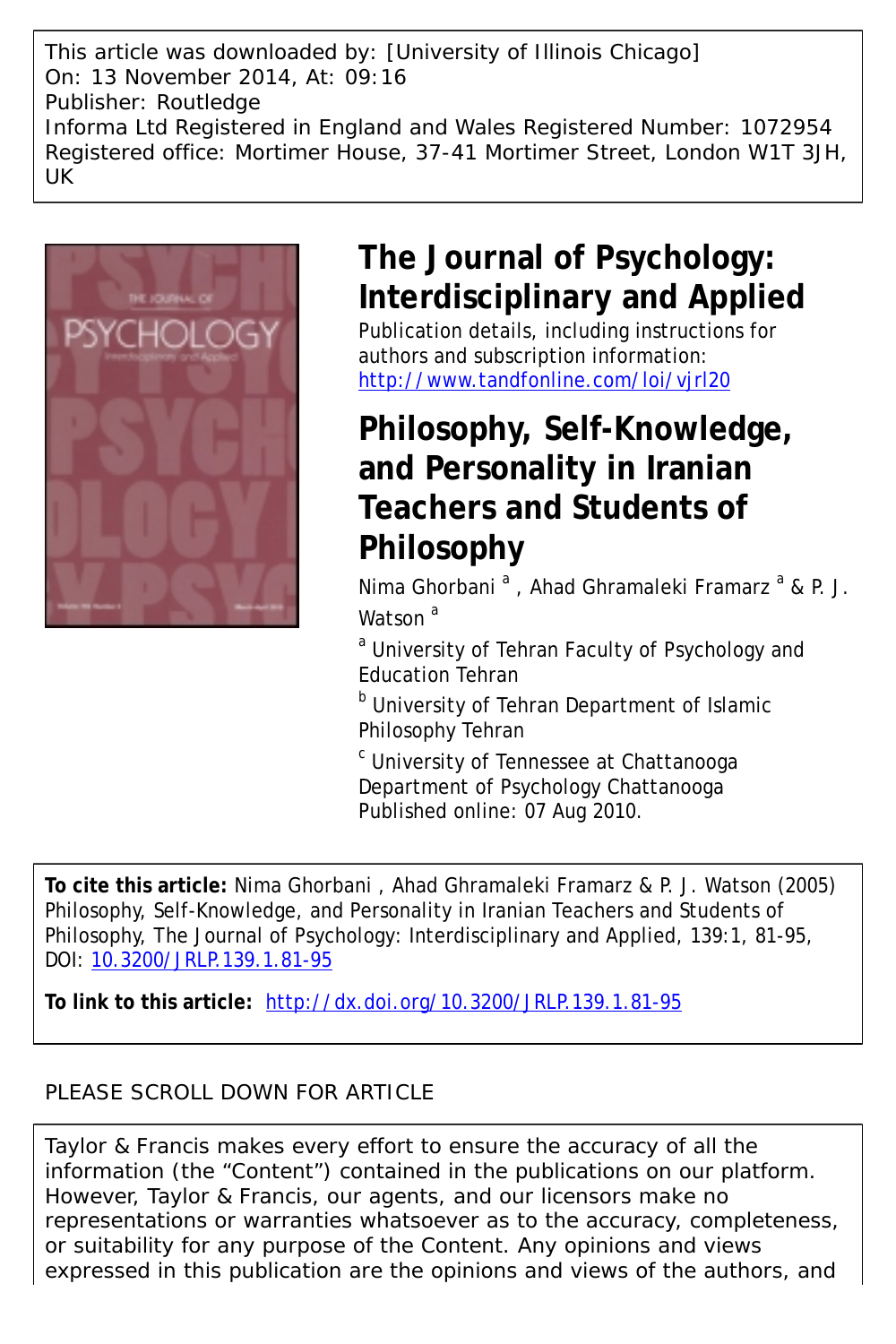This article was downloaded by: [University of Illinois Chicago]
On: 13 November 2014, At: 09:16
Publisher: Routledge
Informa Ltd Registered in England and Wales Registered Number: 1072954
Registered office: Mortimer House, 37-41 Mortimer Street, London W1T 3JH, UK

# The Journal of Psychology: Interdisciplinary and Applied

Publication details, including instructions for authors and subscription information:
http://www.tandfonline.com/loi/vjrl20

# Philosophy, Self-Knowledge, and Personality in Iranian Teachers and Students of Philosophy

Nima Ghorbani [a] , Ahad Ghramaleki Framarz [a] & P. J. Watson [a]

[a] University of Tehran Faculty of Psychology and Education Tehran

[b] University of Tehran Department of Islamic Philosophy Tehran

[c] University of Tennessee at Chattanooga Department of Psychology Chattanooga

Published online: 07 Aug 2010.

**To cite this article:** Nima Ghorbani , Ahad Ghramaleki Framarz & P. J. Watson (2005) Philosophy, Self-Knowledge, and Personality in Iranian Teachers and Students of Philosophy, The Journal of Psychology: Interdisciplinary and Applied, 139:1, 81-95, DOI: 10.3200/JRLP.139.1.81-95

**To link to this article:** http://dx.doi.org/10.3200/JRLP.139.1.81-95

PLEASE SCROLL DOWN FOR ARTICLE

Taylor & Francis makes every effort to ensure the accuracy of all the information (the "Content") contained in the publications on our platform. However, Taylor & Francis, our agents, and our licensors make no representations or warranties whatsoever as to the accuracy, completeness, or suitability for any purpose of the Content. Any opinions and views expressed in this publication are the opinions and views of the authors, and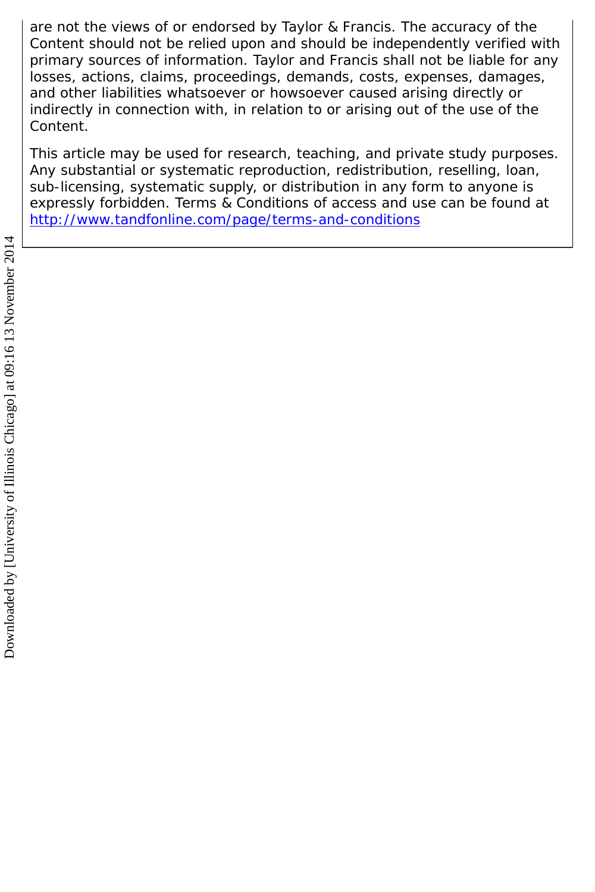are not the views of or endorsed by Taylor & Francis. The accuracy of the Content should not be relied upon and should be independently verified with primary sources of information. Taylor and Francis shall not be liable for any losses, actions, claims, proceedings, demands, costs, expenses, damages, and other liabilities whatsoever or howsoever caused arising directly or indirectly in connection with, in relation to or arising out of the use of the Content.

This article may be used for research, teaching, and private study purposes. Any substantial or systematic reproduction, redistribution, reselling, loan, sub-licensing, systematic supply, or distribution in any form to anyone is expressly forbidden. Terms & Conditions of access and use can be found at http://www.tandfonline.com/page/terms-and-conditions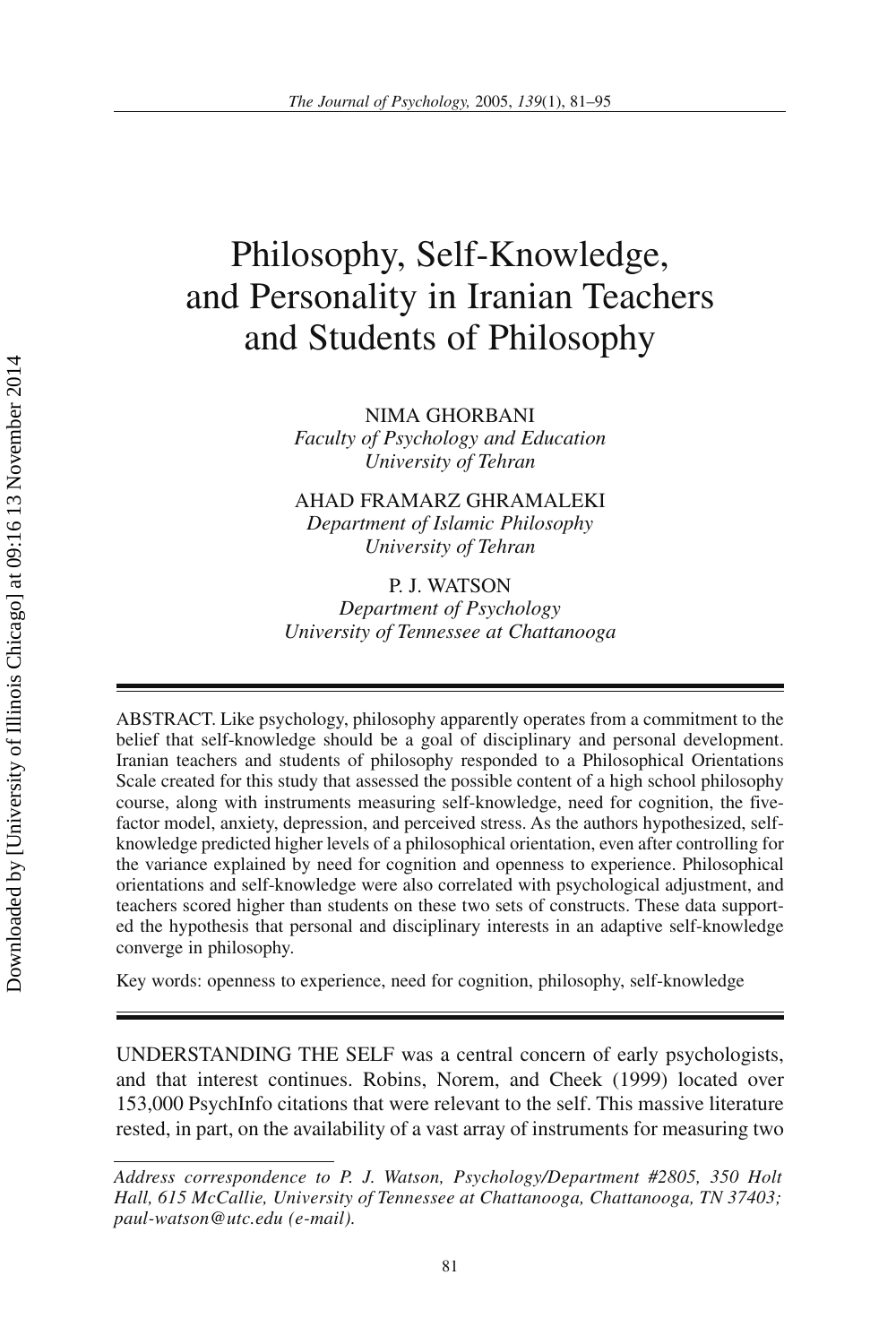# Philosophy, Self-Knowledge, and Personality in Iranian Teachers and Students of Philosophy

NIMA GHORBANI
*Faculty of Psychology and Education*
*University of Tehran*

AHAD FRAMARZ GHRAMALEKI
*Department of Islamic Philosophy*
*University of Tehran*

P. J. WATSON
*Department of Psychology*
*University of Tennessee at Chattanooga*

ABSTRACT. Like psychology, philosophy apparently operates from a commitment to the belief that self-knowledge should be a goal of disciplinary and personal development. Iranian teachers and students of philosophy responded to a Philosophical Orientations Scale created for this study that assessed the possible content of a high school philosophy course, along with instruments measuring self-knowledge, need for cognition, the five-factor model, anxiety, depression, and perceived stress. As the authors hypothesized, self-knowledge predicted higher levels of a philosophical orientation, even after controlling for the variance explained by need for cognition and openness to experience. Philosophical orientations and self-knowledge were also correlated with psychological adjustment, and teachers scored higher than students on these two sets of constructs. These data supported the hypothesis that personal and disciplinary interests in an adaptive self-knowledge converge in philosophy.

Key words: openness to experience, need for cognition, philosophy, self-knowledge

UNDERSTANDING THE SELF was a central concern of early psychologists, and that interest continues. Robins, Norem, and Cheek (1999) located over 153,000 PsychInfo citations that were relevant to the self. This massive literature rested, in part, on the availability of a vast array of instruments for measuring two

*Address correspondence to P. J. Watson, Psychology/Department #2805, 350 Holt Hall, 615 McCallie, University of Tennessee at Chattanooga, Chattanooga, TN 37403; paul-watson@utc.edu (e-mail).*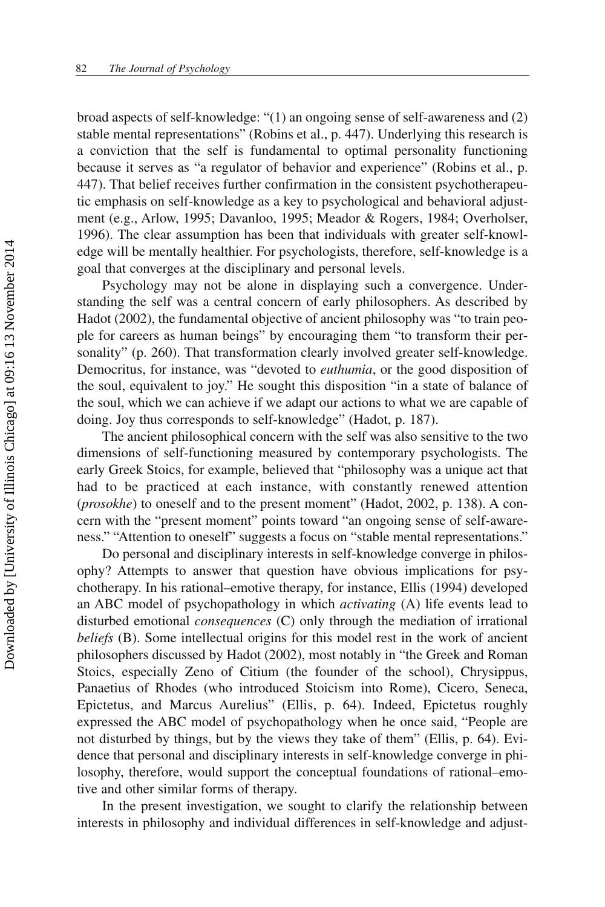broad aspects of self-knowledge: "(1) an ongoing sense of self-awareness and (2) stable mental representations" (Robins et al., p. 447). Underlying this research is a conviction that the self is fundamental to optimal personality functioning because it serves as "a regulator of behavior and experience" (Robins et al., p. 447). That belief receives further confirmation in the consistent psychotherapeutic emphasis on self-knowledge as a key to psychological and behavioral adjustment (e.g., Arlow, 1995; Davanloo, 1995; Meador & Rogers, 1984; Overholser, 1996). The clear assumption has been that individuals with greater self-knowledge will be mentally healthier. For psychologists, therefore, self-knowledge is a goal that converges at the disciplinary and personal levels.

Psychology may not be alone in displaying such a convergence. Understanding the self was a central concern of early philosophers. As described by Hadot (2002), the fundamental objective of ancient philosophy was "to train people for careers as human beings" by encouraging them "to transform their personality" (p. 260). That transformation clearly involved greater self-knowledge. Democritus, for instance, was "devoted to *euthumia*, or the good disposition of the soul, equivalent to joy." He sought this disposition "in a state of balance of the soul, which we can achieve if we adapt our actions to what we are capable of doing. Joy thus corresponds to self-knowledge" (Hadot, p. 187).

The ancient philosophical concern with the self was also sensitive to the two dimensions of self-functioning measured by contemporary psychologists. The early Greek Stoics, for example, believed that "philosophy was a unique act that had to be practiced at each instance, with constantly renewed attention (*prosokhe*) to oneself and to the present moment" (Hadot, 2002, p. 138). A concern with the "present moment" points toward "an ongoing sense of self-awareness." "Attention to oneself" suggests a focus on "stable mental representations."

Do personal and disciplinary interests in self-knowledge converge in philosophy? Attempts to answer that question have obvious implications for psychotherapy. In his rational–emotive therapy, for instance, Ellis (1994) developed an ABC model of psychopathology in which *activating* (A) life events lead to disturbed emotional *consequences* (C) only through the mediation of irrational *beliefs* (B). Some intellectual origins for this model rest in the work of ancient philosophers discussed by Hadot (2002), most notably in "the Greek and Roman Stoics, especially Zeno of Citium (the founder of the school), Chrysippus, Panaetius of Rhodes (who introduced Stoicism into Rome), Cicero, Seneca, Epictetus, and Marcus Aurelius" (Ellis, p. 64). Indeed, Epictetus roughly expressed the ABC model of psychopathology when he once said, "People are not disturbed by things, but by the views they take of them" (Ellis, p. 64). Evidence that personal and disciplinary interests in self-knowledge converge in philosophy, therefore, would support the conceptual foundations of rational–emotive and other similar forms of therapy.

In the present investigation, we sought to clarify the relationship between interests in philosophy and individual differences in self-knowledge and adjust-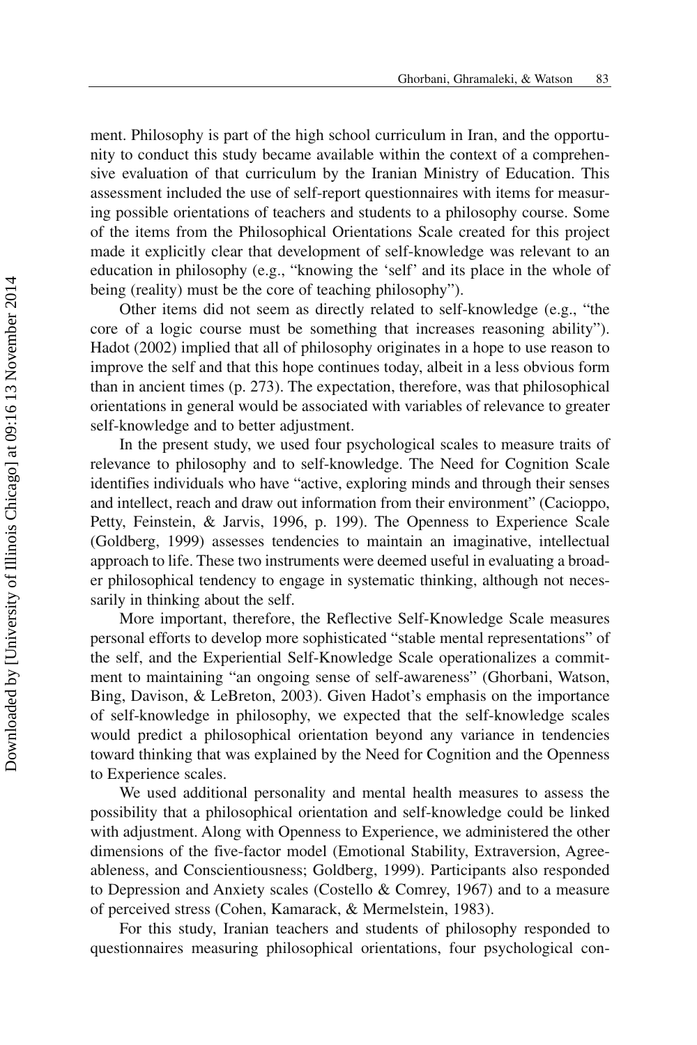ment. Philosophy is part of the high school curriculum in Iran, and the opportunity to conduct this study became available within the context of a comprehensive evaluation of that curriculum by the Iranian Ministry of Education. This assessment included the use of self-report questionnaires with items for measuring possible orientations of teachers and students to a philosophy course. Some of the items from the Philosophical Orientations Scale created for this project made it explicitly clear that development of self-knowledge was relevant to an education in philosophy (e.g., "knowing the 'self' and its place in the whole of being (reality) must be the core of teaching philosophy").

Other items did not seem as directly related to self-knowledge (e.g., "the core of a logic course must be something that increases reasoning ability"). Hadot (2002) implied that all of philosophy originates in a hope to use reason to improve the self and that this hope continues today, albeit in a less obvious form than in ancient times (p. 273). The expectation, therefore, was that philosophical orientations in general would be associated with variables of relevance to greater self-knowledge and to better adjustment.

In the present study, we used four psychological scales to measure traits of relevance to philosophy and to self-knowledge. The Need for Cognition Scale identifies individuals who have "active, exploring minds and through their senses and intellect, reach and draw out information from their environment" (Cacioppo, Petty, Feinstein, & Jarvis, 1996, p. 199). The Openness to Experience Scale (Goldberg, 1999) assesses tendencies to maintain an imaginative, intellectual approach to life. These two instruments were deemed useful in evaluating a broader philosophical tendency to engage in systematic thinking, although not necessarily in thinking about the self.

More important, therefore, the Reflective Self-Knowledge Scale measures personal efforts to develop more sophisticated "stable mental representations" of the self, and the Experiential Self-Knowledge Scale operationalizes a commitment to maintaining "an ongoing sense of self-awareness" (Ghorbani, Watson, Bing, Davison, & LeBreton, 2003). Given Hadot's emphasis on the importance of self-knowledge in philosophy, we expected that the self-knowledge scales would predict a philosophical orientation beyond any variance in tendencies toward thinking that was explained by the Need for Cognition and the Openness to Experience scales.

We used additional personality and mental health measures to assess the possibility that a philosophical orientation and self-knowledge could be linked with adjustment. Along with Openness to Experience, we administered the other dimensions of the five-factor model (Emotional Stability, Extraversion, Agreeableness, and Conscientiousness; Goldberg, 1999). Participants also responded to Depression and Anxiety scales (Costello & Comrey, 1967) and to a measure of perceived stress (Cohen, Kamarack, & Mermelstein, 1983).

For this study, Iranian teachers and students of philosophy responded to questionnaires measuring philosophical orientations, four psychological con-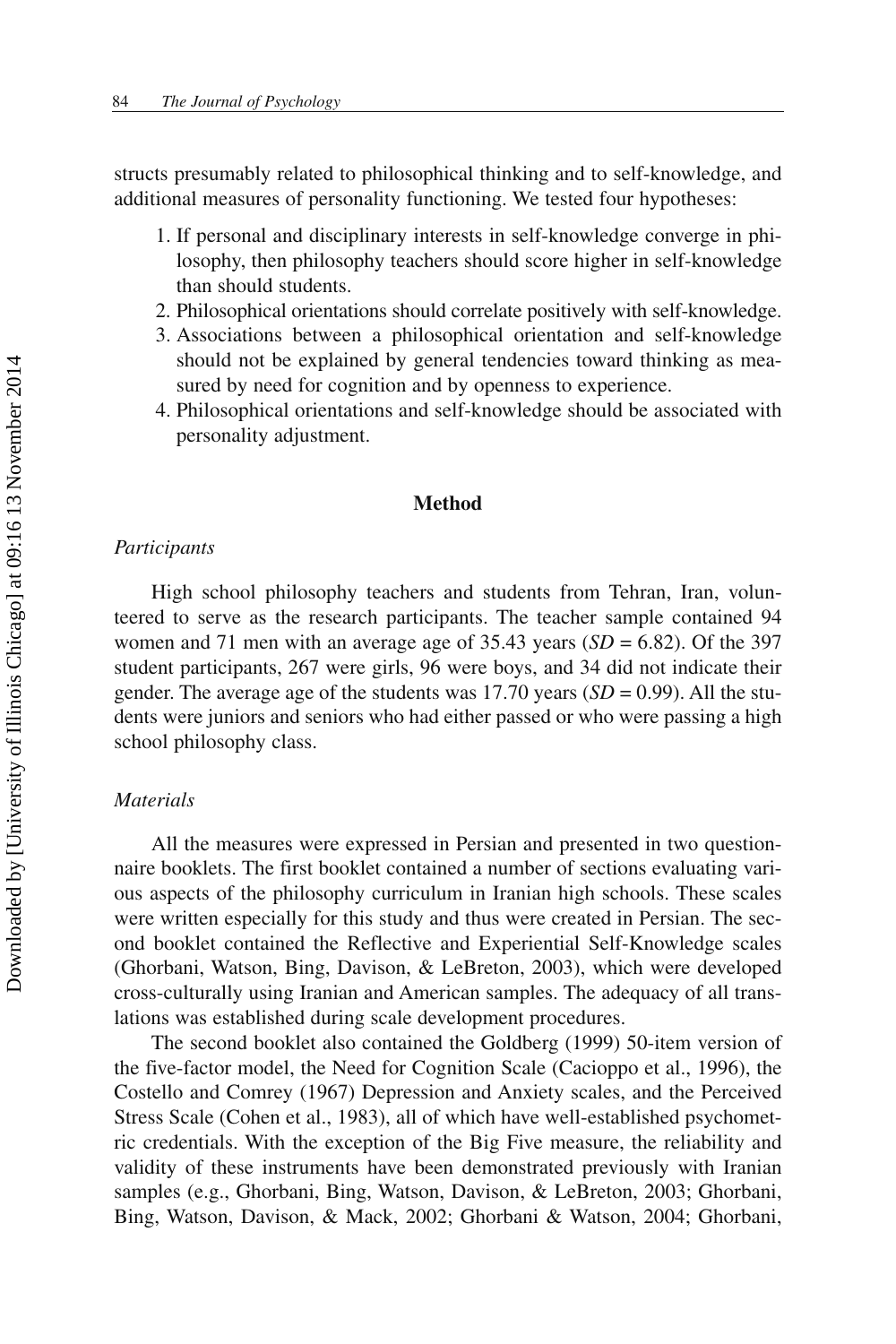structs presumably related to philosophical thinking and to self-knowledge, and additional measures of personality functioning. We tested four hypotheses:

1. If personal and disciplinary interests in self-knowledge converge in philosophy, then philosophy teachers should score higher in self-knowledge than should students.
2. Philosophical orientations should correlate positively with self-knowledge.
3. Associations between a philosophical orientation and self-knowledge should not be explained by general tendencies toward thinking as measured by need for cognition and by openness to experience.
4. Philosophical orientations and self-knowledge should be associated with personality adjustment.

## Method

### *Participants*

High school philosophy teachers and students from Tehran, Iran, volunteered to serve as the research participants. The teacher sample contained 94 women and 71 men with an average age of 35.43 years (*SD* = 6.82). Of the 397 student participants, 267 were girls, 96 were boys, and 34 did not indicate their gender. The average age of the students was 17.70 years (*SD* = 0.99). All the students were juniors and seniors who had either passed or who were passing a high school philosophy class.

### *Materials*

All the measures were expressed in Persian and presented in two questionnaire booklets. The first booklet contained a number of sections evaluating various aspects of the philosophy curriculum in Iranian high schools. These scales were written especially for this study and thus were created in Persian. The second booklet contained the Reflective and Experiential Self-Knowledge scales (Ghorbani, Watson, Bing, Davison, & LeBreton, 2003), which were developed cross-culturally using Iranian and American samples. The adequacy of all translations was established during scale development procedures.

The second booklet also contained the Goldberg (1999) 50-item version of the five-factor model, the Need for Cognition Scale (Cacioppo et al., 1996), the Costello and Comrey (1967) Depression and Anxiety scales, and the Perceived Stress Scale (Cohen et al., 1983), all of which have well-established psychometric credentials. With the exception of the Big Five measure, the reliability and validity of these instruments have been demonstrated previously with Iranian samples (e.g., Ghorbani, Bing, Watson, Davison, & LeBreton, 2003; Ghorbani, Bing, Watson, Davison, & Mack, 2002; Ghorbani & Watson, 2004; Ghorbani,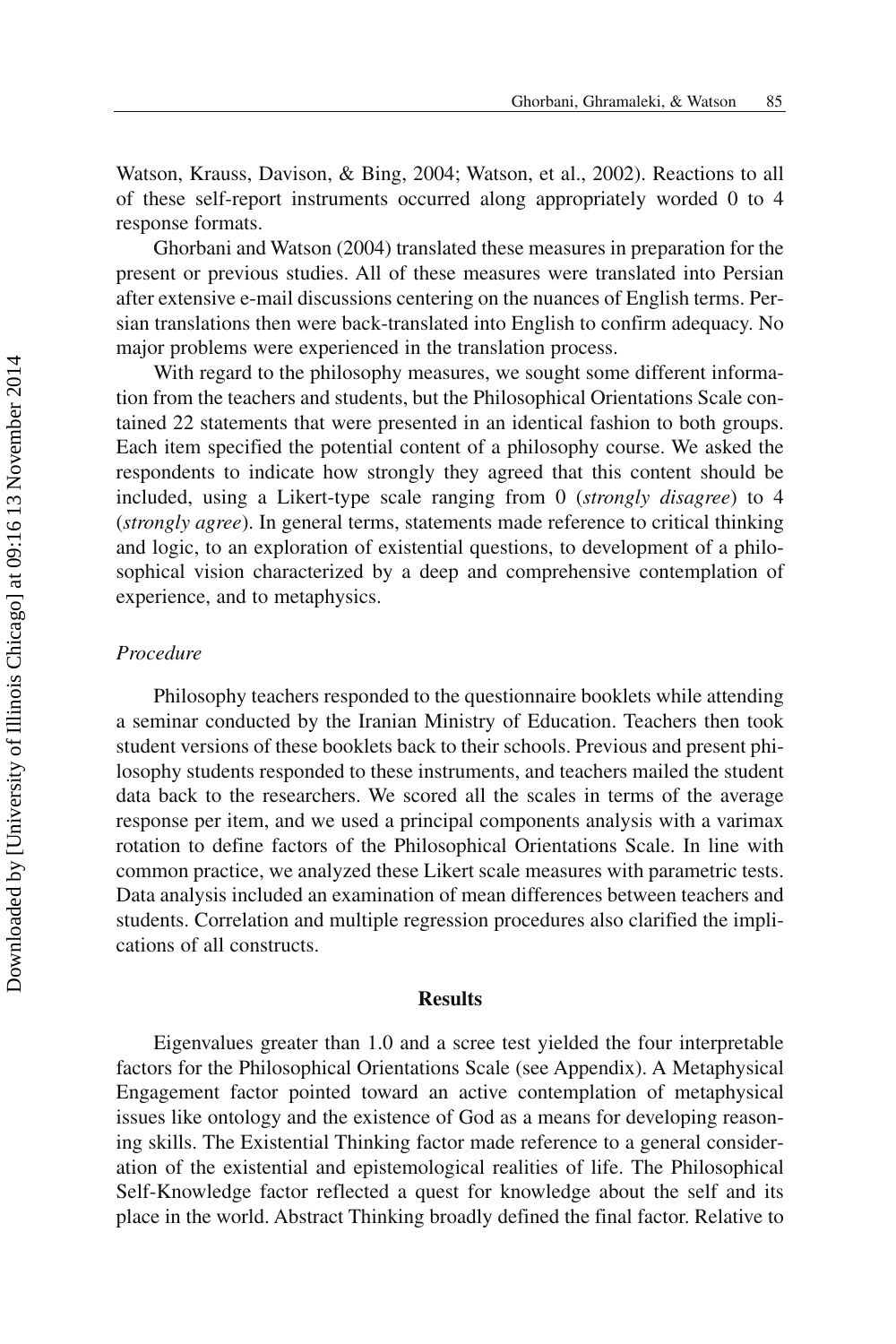Watson, Krauss, Davison, & Bing, 2004; Watson, et al., 2002). Reactions to all of these self-report instruments occurred along appropriately worded 0 to 4 response formats.

Ghorbani and Watson (2004) translated these measures in preparation for the present or previous studies. All of these measures were translated into Persian after extensive e-mail discussions centering on the nuances of English terms. Persian translations then were back-translated into English to confirm adequacy. No major problems were experienced in the translation process.

With regard to the philosophy measures, we sought some different information from the teachers and students, but the Philosophical Orientations Scale contained 22 statements that were presented in an identical fashion to both groups. Each item specified the potential content of a philosophy course. We asked the respondents to indicate how strongly they agreed that this content should be included, using a Likert-type scale ranging from 0 (*strongly disagree*) to 4 (*strongly agree*). In general terms, statements made reference to critical thinking and logic, to an exploration of existential questions, to development of a philosophical vision characterized by a deep and comprehensive contemplation of experience, and to metaphysics.

### *Procedure*

Philosophy teachers responded to the questionnaire booklets while attending a seminar conducted by the Iranian Ministry of Education. Teachers then took student versions of these booklets back to their schools. Previous and present philosophy students responded to these instruments, and teachers mailed the student data back to the researchers. We scored all the scales in terms of the average response per item, and we used a principal components analysis with a varimax rotation to define factors of the Philosophical Orientations Scale. In line with common practice, we analyzed these Likert scale measures with parametric tests. Data analysis included an examination of mean differences between teachers and students. Correlation and multiple regression procedures also clarified the implications of all constructs.

## Results

Eigenvalues greater than 1.0 and a scree test yielded the four interpretable factors for the Philosophical Orientations Scale (see Appendix). A Metaphysical Engagement factor pointed toward an active contemplation of metaphysical issues like ontology and the existence of God as a means for developing reasoning skills. The Existential Thinking factor made reference to a general consideration of the existential and epistemological realities of life. The Philosophical Self-Knowledge factor reflected a quest for knowledge about the self and its place in the world. Abstract Thinking broadly defined the final factor. Relative to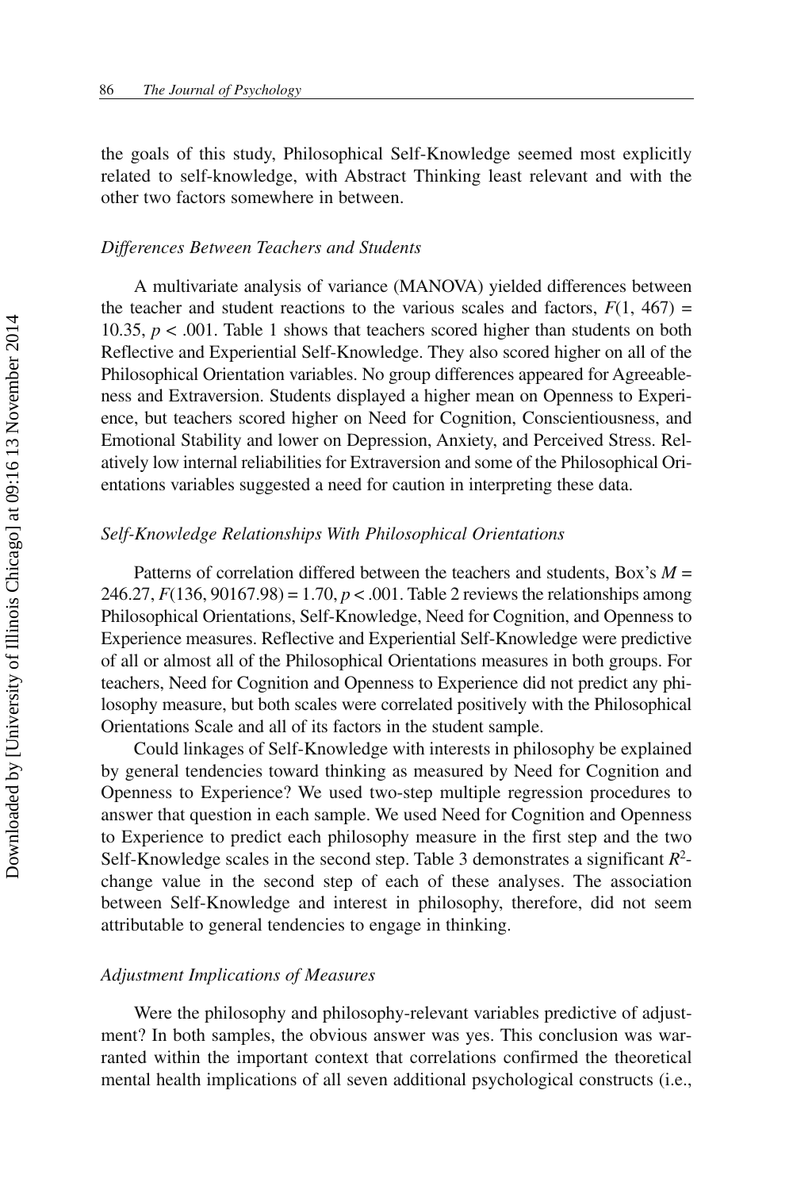the goals of this study, Philosophical Self-Knowledge seemed most explicitly related to self-knowledge, with Abstract Thinking least relevant and with the other two factors somewhere in between.

### *Differences Between Teachers and Students*

A multivariate analysis of variance (MANOVA) yielded differences between the teacher and student reactions to the various scales and factors, $F(1, 467) = 10.35$, $p < .001$. Table 1 shows that teachers scored higher than students on both Reflective and Experiential Self-Knowledge. They also scored higher on all of the Philosophical Orientation variables. No group differences appeared for Agreeableness and Extraversion. Students displayed a higher mean on Openness to Experience, but teachers scored higher on Need for Cognition, Conscientiousness, and Emotional Stability and lower on Depression, Anxiety, and Perceived Stress. Relatively low internal reliabilities for Extraversion and some of the Philosophical Orientations variables suggested a need for caution in interpreting these data.

### *Self-Knowledge Relationships With Philosophical Orientations*

Patterns of correlation differed between the teachers and students, Box's $M = 246.27$, $F(136, 90167.98) = 1.70$, $p < .001$. Table 2 reviews the relationships among Philosophical Orientations, Self-Knowledge, Need for Cognition, and Openness to Experience measures. Reflective and Experiential Self-Knowledge were predictive of all or almost all of the Philosophical Orientations measures in both groups. For teachers, Need for Cognition and Openness to Experience did not predict any philosophy measure, but both scales were correlated positively with the Philosophical Orientations Scale and all of its factors in the student sample.

Could linkages of Self-Knowledge with interests in philosophy be explained by general tendencies toward thinking as measured by Need for Cognition and Openness to Experience? We used two-step multiple regression procedures to answer that question in each sample. We used Need for Cognition and Openness to Experience to predict each philosophy measure in the first step and the two Self-Knowledge scales in the second step. Table 3 demonstrates a significant $R^2$-change value in the second step of each of these analyses. The association between Self-Knowledge and interest in philosophy, therefore, did not seem attributable to general tendencies to engage in thinking.

### *Adjustment Implications of Measures*

Were the philosophy and philosophy-relevant variables predictive of adjustment? In both samples, the obvious answer was yes. This conclusion was warranted within the important context that correlations confirmed the theoretical mental health implications of all seven additional psychological constructs (i.e.,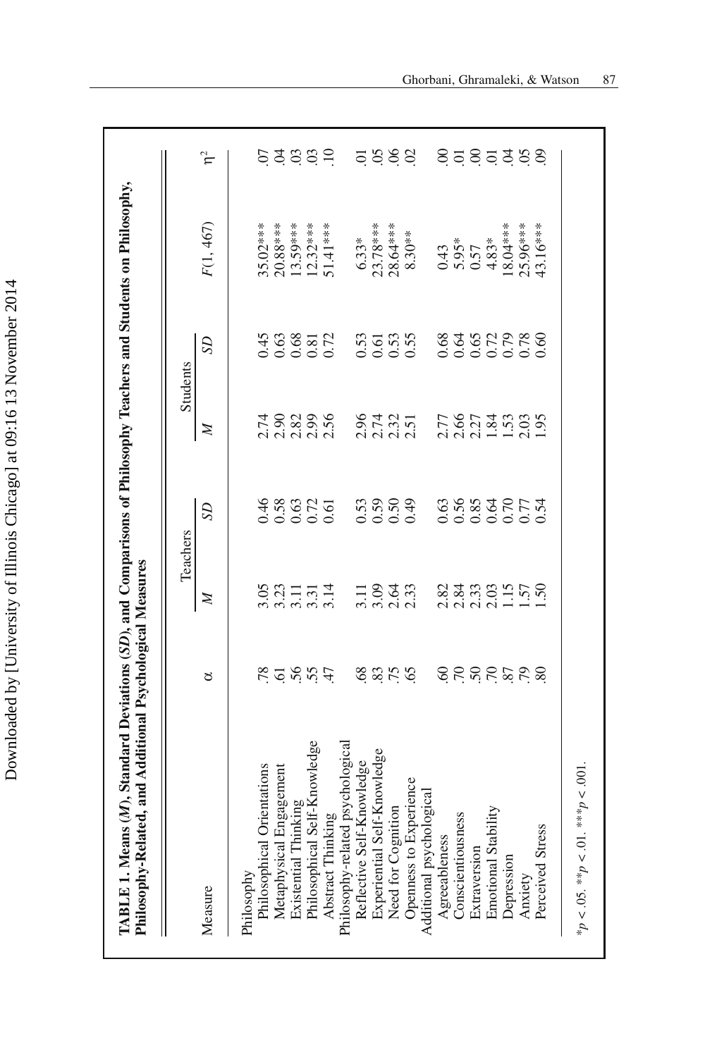**TABLE 1. Means ($M$), Standard Deviations ($SD$), and Comparisons of Philosophy Teachers and Students on Philosophy, Philosophy-Related, and Additional Psychological Measures**

| Measure | $\alpha$ | Teachers | | Students | | $F(1, 467)$ | $\eta^2$ |
|---|---|---|---|---|---|---|---|
| | | $M$ | $SD$ | $M$ | $SD$ | | |
| Philosophy | | | | | | | |
| Philosophical Orientations | .78 | 3.05 | 0.46 | 2.74 | 0.45 | 35.02*** | .07 |
| Metaphysical Engagement | .61 | 3.23 | 0.58 | 2.90 | 0.63 | 20.88*** | .04 |
| Existential Thinking | .56 | 3.11 | 0.63 | 2.82 | 0.68 | 13.59*** | .03 |
| Philosophical Self-Knowledge | .55 | 3.31 | 0.72 | 2.99 | 0.81 | 12.32*** | .03 |
| Abstract Thinking | .47 | 3.14 | 0.61 | 2.56 | 0.72 | 51.41*** | .10 |
| Philosophy-related psychological | | | | | | | |
| Reflective Self-Knowledge | .68 | 3.11 | 0.53 | 2.96 | 0.53 | 6.33* | .01 |
| Experiential Self-Knowledge | .83 | 3.09 | 0.59 | 2.74 | 0.61 | 23.78*** | .05 |
| Need for Cognition | .75 | 2.64 | 0.50 | 2.32 | 0.53 | 28.64*** | .06 |
| Openness to Experience | .65 | 2.33 | 0.49 | 2.51 | 0.55 | 8.30** | .02 |
| Additional psychological | | | | | | | |
| Agreeableness | .60 | 2.82 | 0.63 | 2.77 | 0.68 | 0.43 | .00 |
| Conscientiousness | .70 | 2.84 | 0.56 | 2.66 | 0.64 | 5.95* | .01 |
| Extraversion | .50 | 2.33 | 0.85 | 2.27 | 0.65 | 0.57 | .00 |
| Emotional Stability | .70 | 2.03 | 0.64 | 1.84 | 0.72 | 4.83* | .01 |
| Depression | .87 | 1.15 | 0.70 | 1.53 | 0.79 | 18.04*** | .04 |
| Anxiety | .79 | 1.57 | 0.77 | 2.03 | 0.78 | 25.96*** | .05 |
| Perceived Stress | .80 | 1.50 | 0.54 | 1.95 | 0.60 | 43.16*** | .09 |

*$p < .05$. **$p < .01$. ***$p < .001$.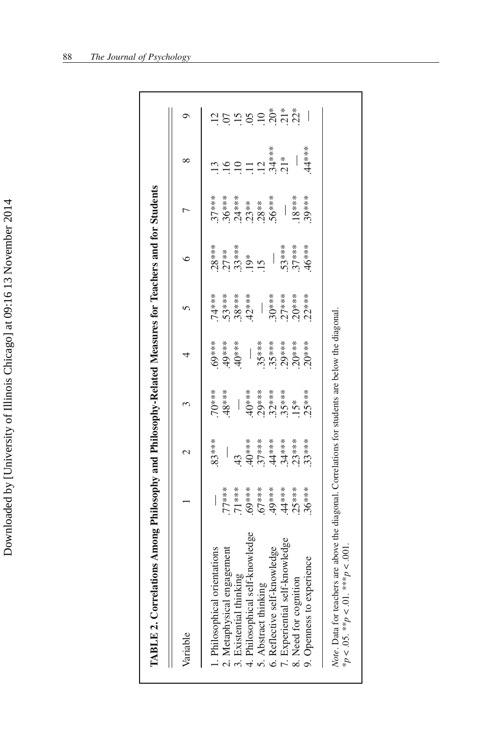**TABLE 2. Correlations Among Philosophy and Philosophy-Related Measures for Teachers and for Students**

| Variable | 1 | 2 | 3 | 4 | 5 | 6 | 7 | 8 | 9 |
|---|---|---|---|---|---|---|---|---|---|
| 1. Philosophical orientations | — | .83*** | .70*** | .69*** | .74*** | .28*** | .37*** | .13 | .12 |
| 2. Metaphysical engagement | .77*** | — | .48*** | .49*** | .53*** | .27** | .36*** | .16 | .07 |
| 3. Existential thinking | .71*** | .43 | — | .40*** | .38*** | .33*** | .24*** | .10 | .15 |
| 4. Philosophical self-knowledge | .69*** | .40*** | .40*** | — | .42*** | .19* | .23** | .11 | .05 |
| 5. Abstract thinking | .67*** | .37*** | .29*** | .35*** | — | .15 | .28** | .12 | .10 |
| 6. Reflective self-knowledge | .49*** | .44*** | .32*** | .35*** | .30*** | — | .56*** | .34*** | .20* |
| 7. Experiential self-knowledge | .44*** | .34*** | .35*** | .29*** | .27*** | .53*** | — | .21* | .21* |
| 8. Need for cognition | .25*** | .23*** | .15* | .20*** | .20*** | .37*** | .18*** | — | .22* |
| 9. Openness to experience | .36*** | .33*** | .25*** | .20*** | .22*** | .46*** | .39*** | .44*** | — |

*Note*. Data for teachers are above the diagonal. Correlations for students are below the diagonal.
$^{*}p < .05$. $^{**}p < .01$. $^{***}p < .001$.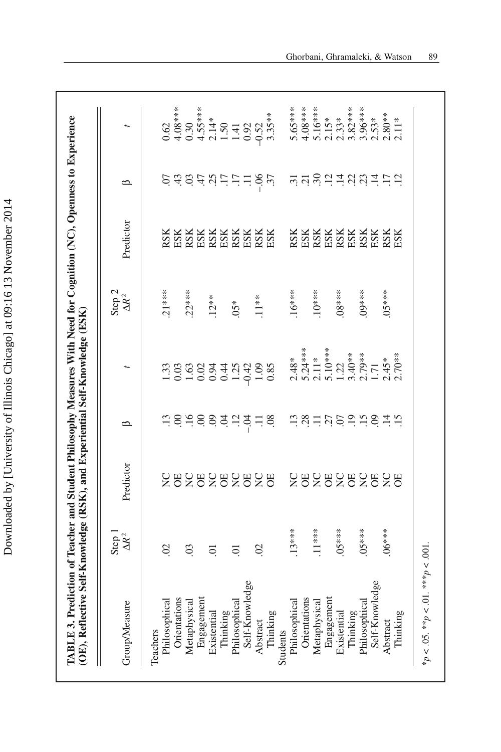**TABLE 3. Prediction of Teacher and Student Philosophy Measures With Need for Cognition (NC), Openness to Experience (OE), Reflective Self-Knowledge (RSK), and Experiential Self-Knowledge (ESK)**

| Group/Measure | Step 1 $\Delta R^2$ | Predictor | β | $t$ | Step 2 $\Delta R^2$ | Predictor | β | $t$ |
|---|---|---|---|---|---|---|---|---|
| Teachers | | | | | | | | |
| Philosophical | .02 | NC | .13 | 1.33 | .21*** | RSK | .07 | 0.62 |
| Orientations | | OE | .00 | 0.03 | | ESK | .43 | 4.08*** |
| Metaphysical | .03 | NC | .16 | 1.63 | .22*** | RSK | .03 | 0.30 |
| Engagement | | OE | .00 | 0.02 | | ESK | .47 | 4.55*** |
| Existential | .01 | NC | .09 | 0.94 | .12** | RSK | .25 | 2.14* |
| Thinking | | OE | .04 | 0.44 | | ESK | .17 | 1.50 |
| Philosophical | .01 | NC | .12 | 1.25 | .05* | RSK | .17 | 1.41 |
| Self-Knowledge | | OE | –.04 | –0.42 | | ESK | .11 | 0.92 |
| Abstract | .02 | NC | .11 | 1.09 | .11** | RSK | –.06 | –0.52 |
| Thinking | | OE | .08 | 0.85 | | ESK | .37 | 3.35** |
| Students | | | | | | | | |
| Philosophical | .13*** | NC | .13 | 2.48* | .16*** | RSK | .31 | 5.65*** |
| Orientations | | OE | .28 | 5.24*** | | ESK | .21 | 4.08*** |
| Metaphysical | .11*** | NC | .11 | 2.11* | .10*** | RSK | .30 | 5.16*** |
| Engagement | | OE | .27 | 5.10*** | | ESK | .12 | 2.15* |
| Existential | .05*** | NC | .07 | 1.22 | .08*** | RSK | .14 | 2.33* |
| Thinking | | OE | .19 | 3.40** | | ESK | .22 | 3.82*** |
| Philosophical | .05*** | NC | .15 | 2.79** | .09*** | RSK | .23 | 3.96*** |
| Self-Knowledge | | OE | .09 | 1.71 | | ESK | .14 | 2.53* |
| Abstract | .06*** | NC | .14 | 2.45* | .05*** | RSK | .17 | 2.80** |
| Thinking | | OE | .15 | 2.70** | | ESK | .12 | 2.11* |

*$p < .05$. **$p < .01$. ***$p < .001$.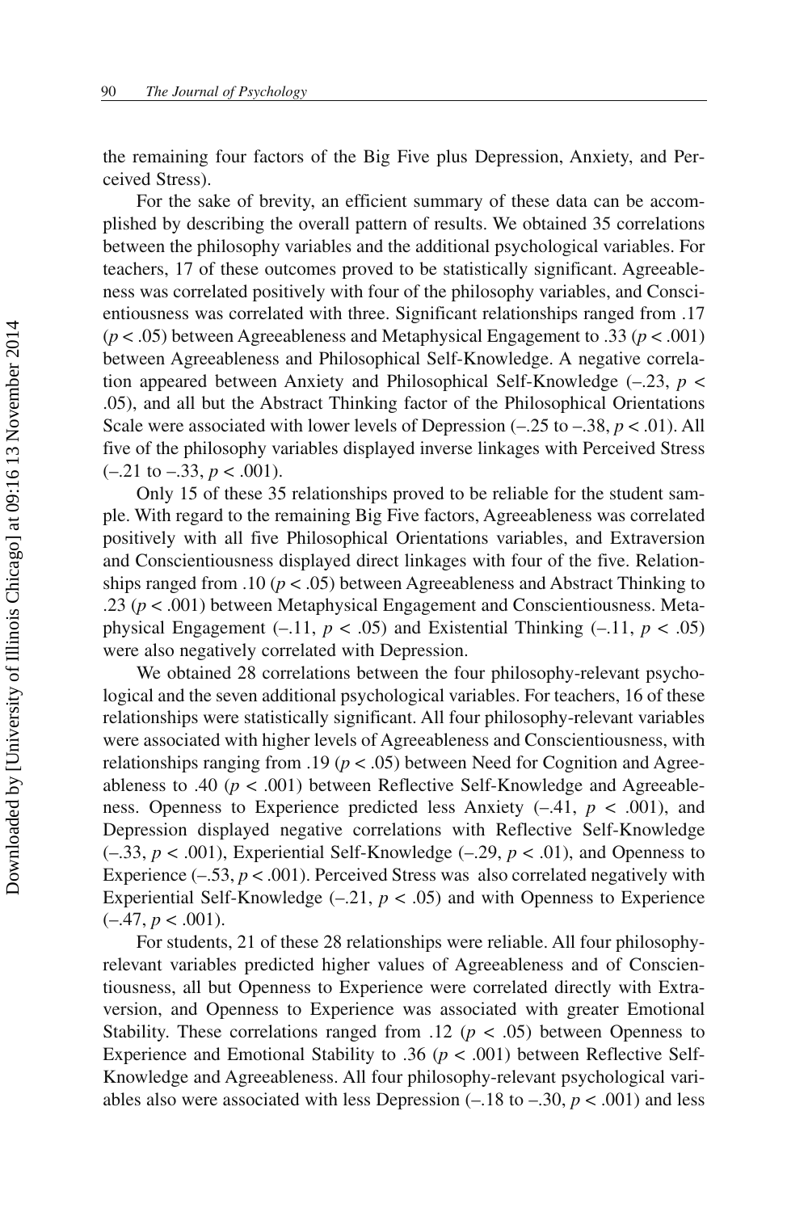the remaining four factors of the Big Five plus Depression, Anxiety, and Perceived Stress).

For the sake of brevity, an efficient summary of these data can be accomplished by describing the overall pattern of results. We obtained 35 correlations between the philosophy variables and the additional psychological variables. For teachers, 17 of these outcomes proved to be statistically significant. Agreeableness was correlated positively with four of the philosophy variables, and Conscientiousness was correlated with three. Significant relationships ranged from .17 ($p < .05$) between Agreeableness and Metaphysical Engagement to .33 ($p < .001$) between Agreeableness and Philosophical Self-Knowledge. A negative correlation appeared between Anxiety and Philosophical Self-Knowledge (–.23, $p < .05$), and all but the Abstract Thinking factor of the Philosophical Orientations Scale were associated with lower levels of Depression (–.25 to –.38, $p < .01$). All five of the philosophy variables displayed inverse linkages with Perceived Stress (–.21 to –.33, $p < .001$).

Only 15 of these 35 relationships proved to be reliable for the student sample. With regard to the remaining Big Five factors, Agreeableness was correlated positively with all five Philosophical Orientations variables, and Extraversion and Conscientiousness displayed direct linkages with four of the five. Relationships ranged from .10 ($p < .05$) between Agreeableness and Abstract Thinking to .23 ($p < .001$) between Metaphysical Engagement and Conscientiousness. Metaphysical Engagement (–.11, $p < .05$) and Existential Thinking (–.11, $p < .05$) were also negatively correlated with Depression.

We obtained 28 correlations between the four philosophy-relevant psychological and the seven additional psychological variables. For teachers, 16 of these relationships were statistically significant. All four philosophy-relevant variables were associated with higher levels of Agreeableness and Conscientiousness, with relationships ranging from .19 ($p < .05$) between Need for Cognition and Agreeableness to .40 ($p < .001$) between Reflective Self-Knowledge and Agreeableness. Openness to Experience predicted less Anxiety (–.41, $p < .001$), and Depression displayed negative correlations with Reflective Self-Knowledge (–.33, $p < .001$), Experiential Self-Knowledge (–.29, $p < .01$), and Openness to Experience (–.53, $p < .001$). Perceived Stress was also correlated negatively with Experiential Self-Knowledge (–.21, $p < .05$) and with Openness to Experience (–.47, $p < .001$).

For students, 21 of these 28 relationships were reliable. All four philosophy-relevant variables predicted higher values of Agreeableness and of Conscientiousness, all but Openness to Experience were correlated directly with Extraversion, and Openness to Experience was associated with greater Emotional Stability. These correlations ranged from .12 ($p < .05$) between Openness to Experience and Emotional Stability to .36 ($p < .001$) between Reflective Self-Knowledge and Agreeableness. All four philosophy-relevant psychological variables also were associated with less Depression (–.18 to –.30, $p < .001$) and less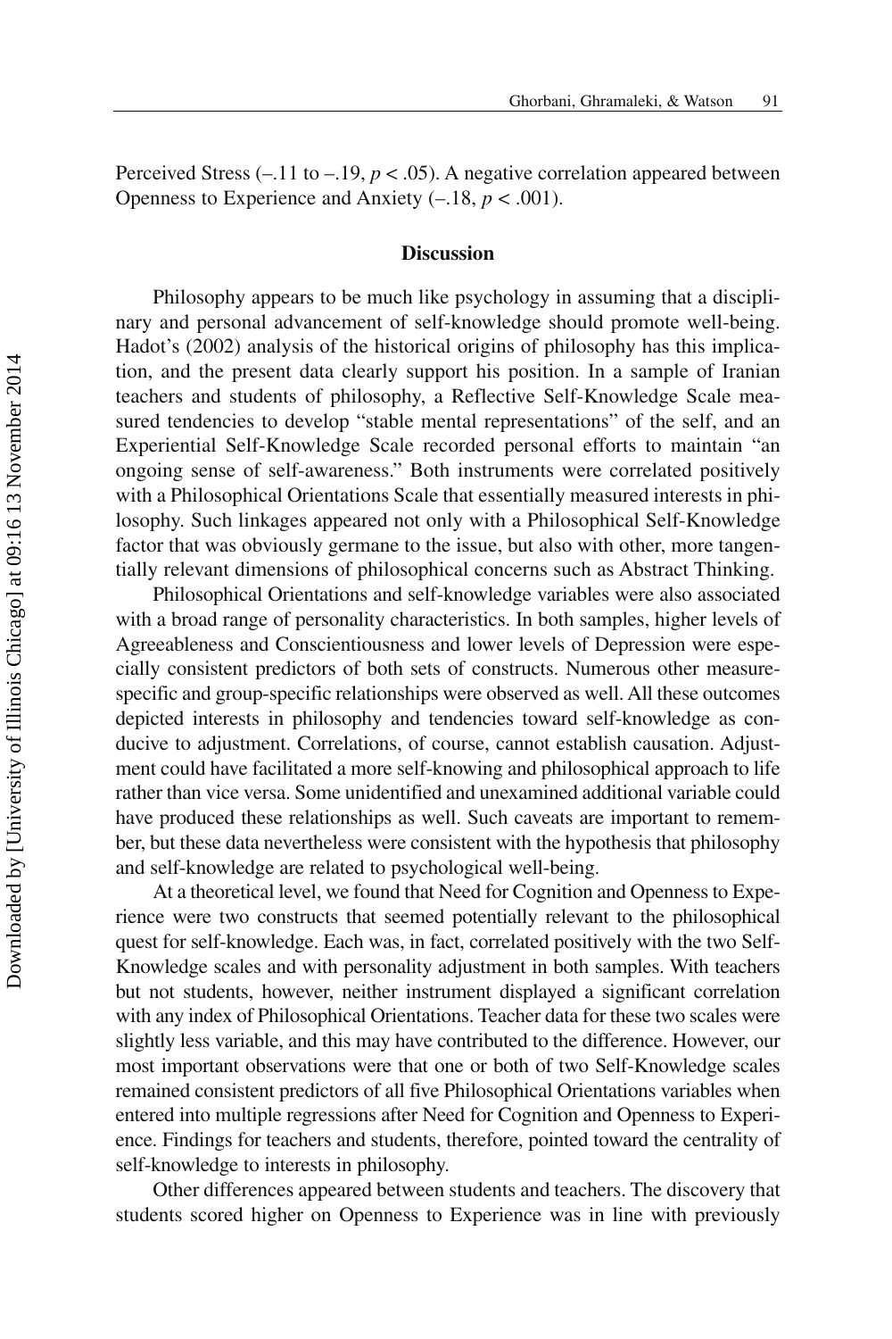Perceived Stress (–.11 to –.19, $p < .05$). A negative correlation appeared between Openness to Experience and Anxiety (–.18, $p < .001$).

## Discussion

Philosophy appears to be much like psychology in assuming that a disciplinary and personal advancement of self-knowledge should promote well-being. Hadot's (2002) analysis of the historical origins of philosophy has this implication, and the present data clearly support his position. In a sample of Iranian teachers and students of philosophy, a Reflective Self-Knowledge Scale measured tendencies to develop "stable mental representations" of the self, and an Experiential Self-Knowledge Scale recorded personal efforts to maintain "an ongoing sense of self-awareness." Both instruments were correlated positively with a Philosophical Orientations Scale that essentially measured interests in philosophy. Such linkages appeared not only with a Philosophical Self-Knowledge factor that was obviously germane to the issue, but also with other, more tangentially relevant dimensions of philosophical concerns such as Abstract Thinking.

Philosophical Orientations and self-knowledge variables were also associated with a broad range of personality characteristics. In both samples, higher levels of Agreeableness and Conscientiousness and lower levels of Depression were especially consistent predictors of both sets of constructs. Numerous other measure-specific and group-specific relationships were observed as well. All these outcomes depicted interests in philosophy and tendencies toward self-knowledge as conducive to adjustment. Correlations, of course, cannot establish causation. Adjustment could have facilitated a more self-knowing and philosophical approach to life rather than vice versa. Some unidentified and unexamined additional variable could have produced these relationships as well. Such caveats are important to remember, but these data nevertheless were consistent with the hypothesis that philosophy and self-knowledge are related to psychological well-being.

At a theoretical level, we found that Need for Cognition and Openness to Experience were two constructs that seemed potentially relevant to the philosophical quest for self-knowledge. Each was, in fact, correlated positively with the two Self-Knowledge scales and with personality adjustment in both samples. With teachers but not students, however, neither instrument displayed a significant correlation with any index of Philosophical Orientations. Teacher data for these two scales were slightly less variable, and this may have contributed to the difference. However, our most important observations were that one or both of two Self-Knowledge scales remained consistent predictors of all five Philosophical Orientations variables when entered into multiple regressions after Need for Cognition and Openness to Experience. Findings for teachers and students, therefore, pointed toward the centrality of self-knowledge to interests in philosophy.

Other differences appeared between students and teachers. The discovery that students scored higher on Openness to Experience was in line with previously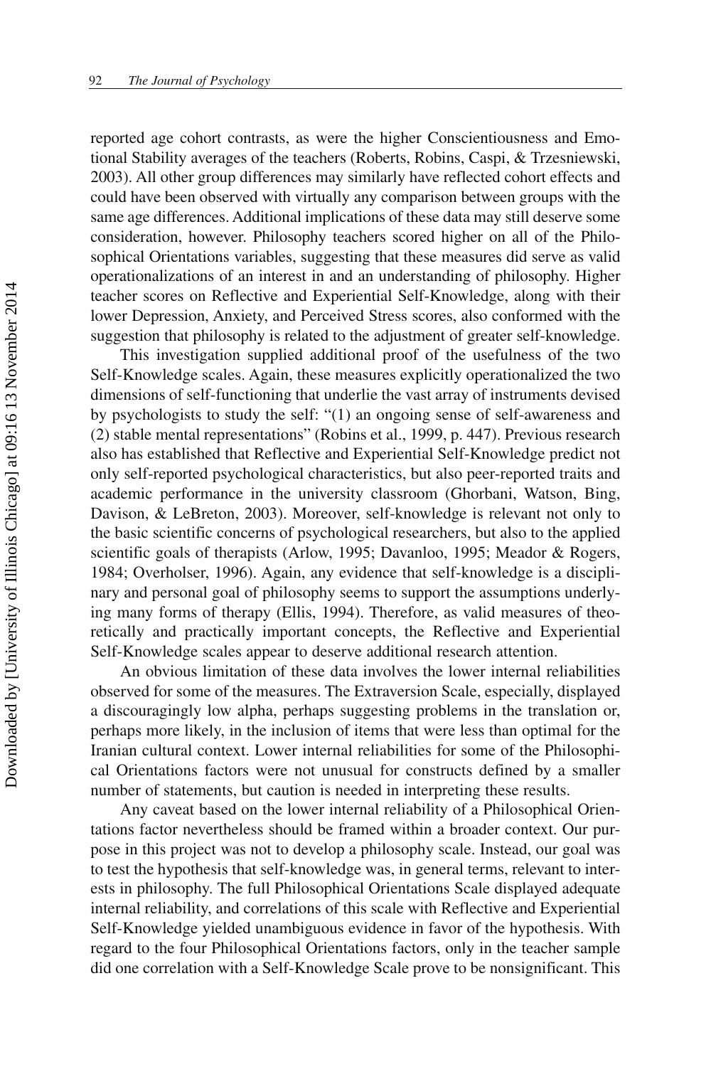reported age cohort contrasts, as were the higher Conscientiousness and Emotional Stability averages of the teachers (Roberts, Robins, Caspi, & Trzesniewski, 2003). All other group differences may similarly have reflected cohort effects and could have been observed with virtually any comparison between groups with the same age differences. Additional implications of these data may still deserve some consideration, however. Philosophy teachers scored higher on all of the Philosophical Orientations variables, suggesting that these measures did serve as valid operationalizations of an interest in and an understanding of philosophy. Higher teacher scores on Reflective and Experiential Self-Knowledge, along with their lower Depression, Anxiety, and Perceived Stress scores, also conformed with the suggestion that philosophy is related to the adjustment of greater self-knowledge.

This investigation supplied additional proof of the usefulness of the two Self-Knowledge scales. Again, these measures explicitly operationalized the two dimensions of self-functioning that underlie the vast array of instruments devised by psychologists to study the self: "(1) an ongoing sense of self-awareness and (2) stable mental representations" (Robins et al., 1999, p. 447). Previous research also has established that Reflective and Experiential Self-Knowledge predict not only self-reported psychological characteristics, but also peer-reported traits and academic performance in the university classroom (Ghorbani, Watson, Bing, Davison, & LeBreton, 2003). Moreover, self-knowledge is relevant not only to the basic scientific concerns of psychological researchers, but also to the applied scientific goals of therapists (Arlow, 1995; Davanloo, 1995; Meador & Rogers, 1984; Overholser, 1996). Again, any evidence that self-knowledge is a disciplinary and personal goal of philosophy seems to support the assumptions underlying many forms of therapy (Ellis, 1994). Therefore, as valid measures of theoretically and practically important concepts, the Reflective and Experiential Self-Knowledge scales appear to deserve additional research attention.

An obvious limitation of these data involves the lower internal reliabilities observed for some of the measures. The Extraversion Scale, especially, displayed a discouragingly low alpha, perhaps suggesting problems in the translation or, perhaps more likely, in the inclusion of items that were less than optimal for the Iranian cultural context. Lower internal reliabilities for some of the Philosophical Orientations factors were not unusual for constructs defined by a smaller number of statements, but caution is needed in interpreting these results.

Any caveat based on the lower internal reliability of a Philosophical Orientations factor nevertheless should be framed within a broader context. Our purpose in this project was not to develop a philosophy scale. Instead, our goal was to test the hypothesis that self-knowledge was, in general terms, relevant to interests in philosophy. The full Philosophical Orientations Scale displayed adequate internal reliability, and correlations of this scale with Reflective and Experiential Self-Knowledge yielded unambiguous evidence in favor of the hypothesis. With regard to the four Philosophical Orientations factors, only in the teacher sample did one correlation with a Self-Knowledge Scale prove to be nonsignificant. This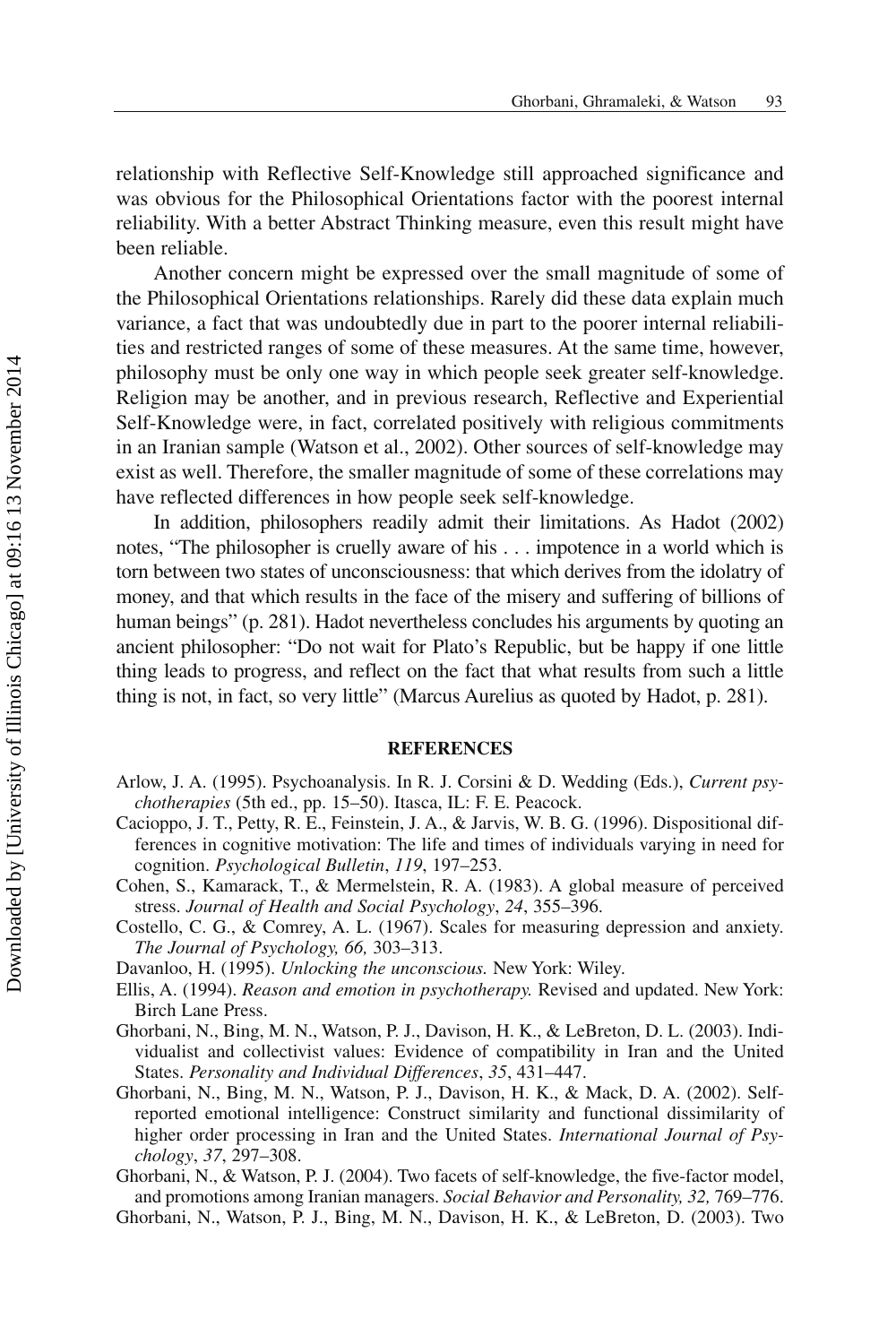relationship with Reflective Self-Knowledge still approached significance and was obvious for the Philosophical Orientations factor with the poorest internal reliability. With a better Abstract Thinking measure, even this result might have been reliable.

Another concern might be expressed over the small magnitude of some of the Philosophical Orientations relationships. Rarely did these data explain much variance, a fact that was undoubtedly due in part to the poorer internal reliabilities and restricted ranges of some of these measures. At the same time, however, philosophy must be only one way in which people seek greater self-knowledge. Religion may be another, and in previous research, Reflective and Experiential Self-Knowledge were, in fact, correlated positively with religious commitments in an Iranian sample (Watson et al., 2002). Other sources of self-knowledge may exist as well. Therefore, the smaller magnitude of some of these correlations may have reflected differences in how people seek self-knowledge.

In addition, philosophers readily admit their limitations. As Hadot (2002) notes, "The philosopher is cruelly aware of his . . . impotence in a world which is torn between two states of unconsciousness: that which derives from the idolatry of money, and that which results in the face of the misery and suffering of billions of human beings" (p. 281). Hadot nevertheless concludes his arguments by quoting an ancient philosopher: "Do not wait for Plato's Republic, but be happy if one little thing leads to progress, and reflect on the fact that what results from such a little thing is not, in fact, so very little" (Marcus Aurelius as quoted by Hadot, p. 281).

## REFERENCES

Arlow, J. A. (1995). Psychoanalysis. In R. J. Corsini & D. Wedding (Eds.), *Current psychotherapies* (5th ed., pp. 15–50). Itasca, IL: F. E. Peacock.

Cacioppo, J. T., Petty, R. E., Feinstein, J. A., & Jarvis, W. B. G. (1996). Dispositional differences in cognitive motivation: The life and times of individuals varying in need for cognition. *Psychological Bulletin*, *119*, 197–253.

Cohen, S., Kamarack, T., & Mermelstein, R. A. (1983). A global measure of perceived stress. *Journal of Health and Social Psychology*, *24*, 355–396.

Costello, C. G., & Comrey, A. L. (1967). Scales for measuring depression and anxiety. *The Journal of Psychology, 66,* 303–313.

Davanloo, H. (1995). *Unlocking the unconscious.* New York: Wiley.

Ellis, A. (1994). *Reason and emotion in psychotherapy.* Revised and updated. New York: Birch Lane Press.

Ghorbani, N., Bing, M. N., Watson, P. J., Davison, H. K., & LeBreton, D. L. (2003). Individualist and collectivist values: Evidence of compatibility in Iran and the United States. *Personality and Individual Differences*, *35*, 431–447.

Ghorbani, N., Bing, M. N., Watson, P. J., Davison, H. K., & Mack, D. A. (2002). Self-reported emotional intelligence: Construct similarity and functional dissimilarity of higher order processing in Iran and the United States. *International Journal of Psychology*, *37*, 297–308.

Ghorbani, N., & Watson, P. J. (2004). Two facets of self-knowledge, the five-factor model, and promotions among Iranian managers. *Social Behavior and Personality, 32,* 769–776.

Ghorbani, N., Watson, P. J., Bing, M. N., Davison, H. K., & LeBreton, D. (2003). Two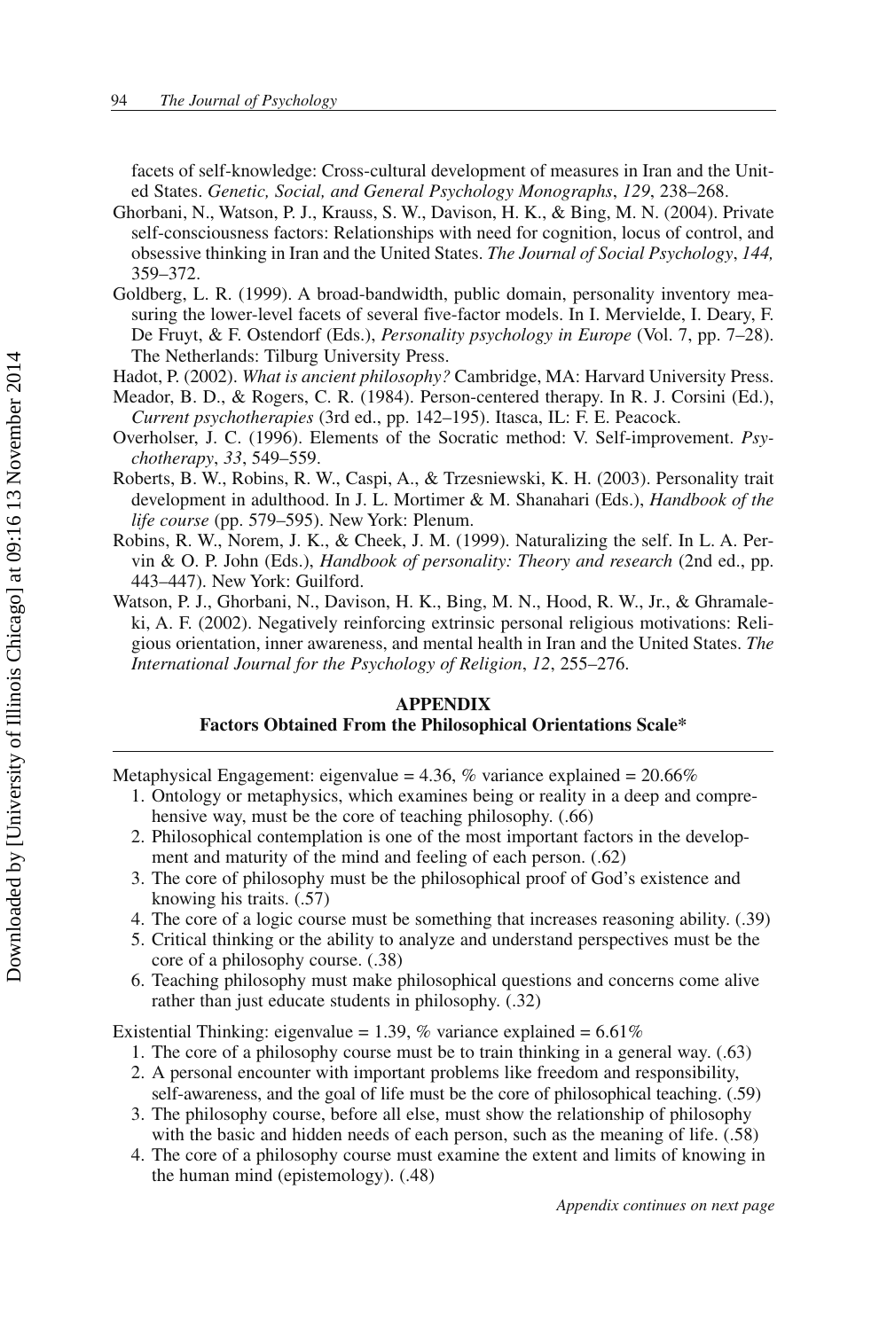facets of self-knowledge: Cross-cultural development of measures in Iran and the United States. *Genetic, Social, and General Psychology Monographs*, *129*, 238–268.

Ghorbani, N., Watson, P. J., Krauss, S. W., Davison, H. K., & Bing, M. N. (2004). Private self-consciousness factors: Relationships with need for cognition, locus of control, and obsessive thinking in Iran and the United States. *The Journal of Social Psychology*, *144,* 359–372.

Goldberg, L. R. (1999). A broad-bandwidth, public domain, personality inventory measuring the lower-level facets of several five-factor models. In I. Mervielde, I. Deary, F. De Fruyt, & F. Ostendorf (Eds.), *Personality psychology in Europe* (Vol. 7, pp. 7–28). The Netherlands: Tilburg University Press.

Hadot, P. (2002). *What is ancient philosophy?* Cambridge, MA: Harvard University Press.

Meador, B. D., & Rogers, C. R. (1984). Person-centered therapy. In R. J. Corsini (Ed.), *Current psychotherapies* (3rd ed., pp. 142–195). Itasca, IL: F. E. Peacock.

Overholser, J. C. (1996). Elements of the Socratic method: V. Self-improvement. *Psychotherapy*, *33*, 549–559.

Roberts, B. W., Robins, R. W., Caspi, A., & Trzesniewski, K. H. (2003). Personality trait development in adulthood. In J. L. Mortimer & M. Shanahari (Eds.), *Handbook of the life course* (pp. 579–595). New York: Plenum.

Robins, R. W., Norem, J. K., & Cheek, J. M. (1999). Naturalizing the self. In L. A. Pervin & O. P. John (Eds.), *Handbook of personality: Theory and research* (2nd ed., pp. 443–447). New York: Guilford.

Watson, P. J., Ghorbani, N., Davison, H. K., Bing, M. N., Hood, R. W., Jr., & Ghramaleki, A. F. (2002). Negatively reinforcing extrinsic personal religious motivations: Religious orientation, inner awareness, and mental health in Iran and the United States. *The International Journal for the Psychology of Religion*, *12*, 255–276.

## APPENDIX
### Factors Obtained From the Philosophical Orientations Scale*

Metaphysical Engagement: eigenvalue = 4.36, % variance explained = 20.66%

1. Ontology or metaphysics, which examines being or reality in a deep and comprehensive way, must be the core of teaching philosophy. (.66)
2. Philosophical contemplation is one of the most important factors in the development and maturity of the mind and feeling of each person. (.62)
3. The core of philosophy must be the philosophical proof of God's existence and knowing his traits. (.57)
4. The core of a logic course must be something that increases reasoning ability. (.39)
5. Critical thinking or the ability to analyze and understand perspectives must be the core of a philosophy course. (.38)
6. Teaching philosophy must make philosophical questions and concerns come alive rather than just educate students in philosophy. (.32)

Existential Thinking: eigenvalue = 1.39, % variance explained = 6.61%

1. The core of a philosophy course must be to train thinking in a general way. (.63)
2. A personal encounter with important problems like freedom and responsibility, self-awareness, and the goal of life must be the core of philosophical teaching. (.59)
3. The philosophy course, before all else, must show the relationship of philosophy with the basic and hidden needs of each person, such as the meaning of life. (.58)
4. The core of a philosophy course must examine the extent and limits of knowing in the human mind (epistemology). (.48)

*Appendix continues on next page*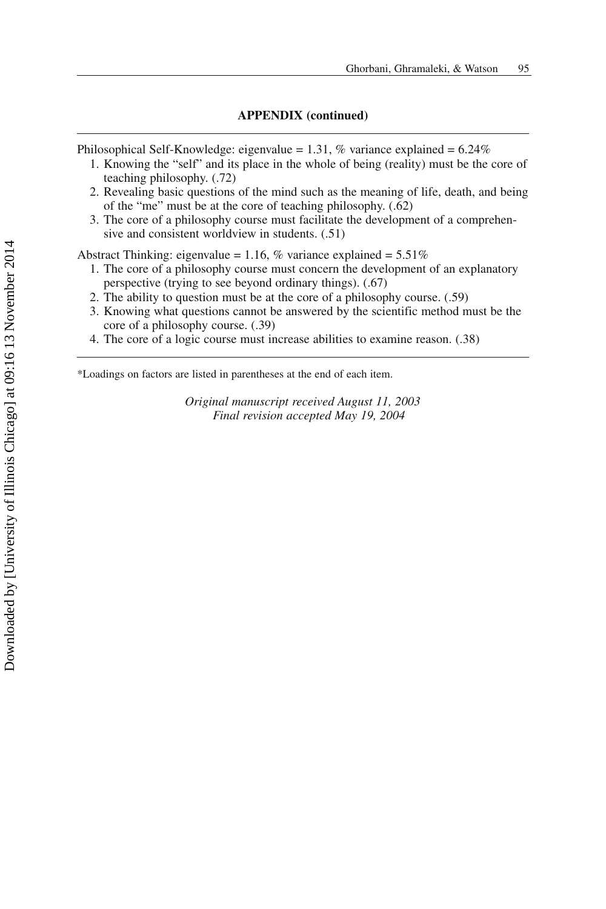**APPENDIX (continued)**

Philosophical Self-Knowledge: eigenvalue = 1.31, % variance explained = 6.24%

1. Knowing the "self" and its place in the whole of being (reality) must be the core of teaching philosophy. (.72)
2. Revealing basic questions of the mind such as the meaning of life, death, and being of the "me" must be at the core of teaching philosophy. (.62)
3. The core of a philosophy course must facilitate the development of a comprehensive and consistent worldview in students. (.51)

Abstract Thinking: eigenvalue = 1.16, % variance explained = 5.51%

1. The core of a philosophy course must concern the development of an explanatory perspective (trying to see beyond ordinary things). (.67)
2. The ability to question must be at the core of a philosophy course. (.59)
3. Knowing what questions cannot be answered by the scientific method must be the core of a philosophy course. (.39)
4. The core of a logic course must increase abilities to examine reason. (.38)

*Loadings on factors are listed in parentheses at the end of each item.

*Original manuscript received August 11, 2003*
*Final revision accepted May 19, 2004*